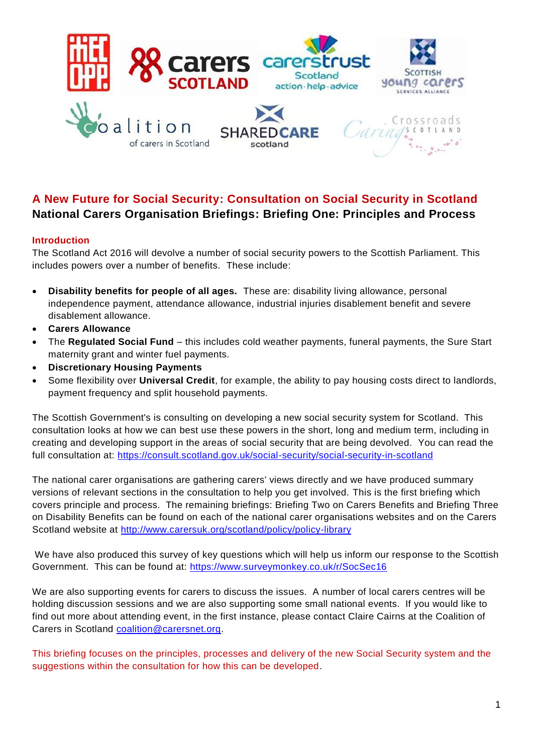# A New Future for Social Security: Consultation on Social Security in Scotland

## National Carers Organisation Briefings: Briefing One: Principles and Process

### Introduction

The Scotland Act 2016 will devolve a number of social security powers to the Scottish Parliament. This includes powers over a number of benefits. These include:

- **Disability benefits for people of all ages.** These are: disability living allowance, personal independence payment, attendance allowance, industrial injuries disablement benefit and severe disablement allowance.
- **Carers Allowance**
- The **Regulated Social Fund** – this includes cold weather payments, funeral payments, the Sure Start maternity grant and winter fuel payments.
- **Discretionary Housing Payments**
- Some flexibility over **Universal Credit**, for example, the ability to pay housing costs direct to landlords, payment frequency and split household payments.

The Scottish Government's is consulting on developing a new social security system for Scotland. This consultation looks at how we can best use these powers in the short, long and medium term, including in creating and developing support in the areas of social security that are being devolved. You can read the full consultation at: https://consult.scotland.gov.uk/social-security/social-security-in-scotland

The national carer organisations are gathering carers' views directly and we have produced summary versions of relevant sections in the consultation to help you get involved. This is the first briefing which covers principle and process. The remaining briefings: Briefing Two on Carers Benefits and Briefing Three on Disability Benefits can be found on each of the national carer organisations websites and on the Carers Scotland website at http://www.carersuk.org/scotland/policy/policy-library

We have also produced this survey of key questions which will help us inform our response to the Scottish Government. This can be found at: https://www.surveymonkey.co.uk/r/SocSec16

We are also supporting events for carers to discuss the issues. A number of local carers centres will be holding discussion sessions and we are also supporting some small national events. If you would like to find out more about attending event, in the first instance, please contact Claire Cairns at the Coalition of Carers in Scotland coalition@carersnet.org.

This briefing focuses on the principles, processes and delivery of the new Social Security system and the suggestions within the consultation for how this can be developed.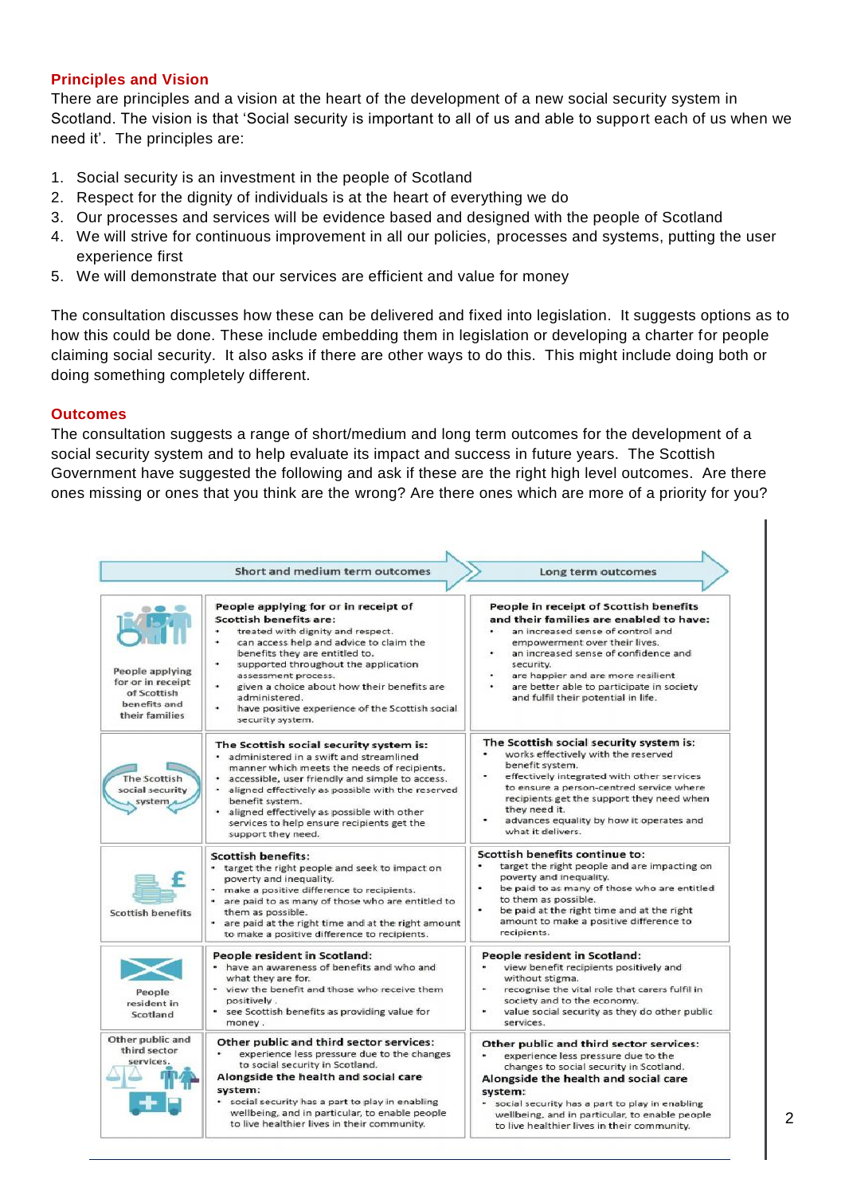### Principles and Vision

There are principles and a vision at the heart of the development of a new social security system in Scotland. The vision is that 'Social security is important to all of us and able to support each of us when we need it'. The principles are:

1. Social security is an investment in the people of Scotland
2. Respect for the dignity of individuals is at the heart of everything we do
3. Our processes and services will be evidence based and designed with the people of Scotland
4. We will strive for continuous improvement in all our policies, processes and systems, putting the user experience first
5. We will demonstrate that our services are efficient and value for money

The consultation discusses how these can be delivered and fixed into legislation. It suggests options as to how this could be done. These include embedding them in legislation or developing a charter for people claiming social security. It also asks if there are other ways to do this. This might include doing both or doing something completely different.

### Outcomes

The consultation suggests a range of short/medium and long term outcomes for the development of a social security system and to help evaluate its impact and success in future years. The Scottish Government have suggested the following and ask if these are the right high level outcomes. Are there ones missing or ones that you think are the wrong? Are there ones which are more of a priority for you?

| | Short and medium term outcomes | Long term outcomes |
|---|---|---|
| People applying for or in receipt of Scottish benefits and their families | **People applying for or in receipt of Scottish benefits are:**<br>• treated with dignity and respect.<br>• can access help and advice to claim the benefits they are entitled to.<br>• supported throughout the application assessment process.<br>• given a choice about how their benefits are administered.<br>• have positive experience of the Scottish social security system. | **People in receipt of Scottish benefits and their families are enabled to have:**<br>• an increased sense of control and empowerment over their lives.<br>• an increased sense of confidence and security.<br>• are happier and are more resilient<br>• are better able to participate in society and fulfil their potential in life. |
| The Scottish social security system | **The Scottish social security system is:**<br>• administered in a swift and streamlined manner which meets the needs of recipients.<br>• accessible, user friendly and simple to access.<br>• aligned effectively as possible with the reserved benefit system.<br>• aligned effectively as possible with other services to help ensure recipients get the support they need. | **The Scottish social security system is:**<br>• works effectively with the reserved benefit system.<br>• effectively integrated with other services to ensure a person-centred service where recipients get the support they need when they need it.<br>• advances equality by how it operates and what it delivers. |
| Scottish benefits | **Scottish benefits:**<br>• target the right people and seek to impact on poverty and inequality.<br>• make a positive difference to recipients.<br>• are paid to as many of those who are entitled to them as possible.<br>• are paid at the right time and at the right amount to make a positive difference to recipients. | **Scottish benefits continue to:**<br>• target the right people and are impacting on poverty and inequality.<br>• be paid to as many of those who are entitled to them as possible.<br>• be paid at the right time and at the right amount to make a positive difference to recipients. |
| People resident in Scotland | **People resident in Scotland:**<br>• have an awareness of benefits and who and what they are for.<br>• view the benefit and those who receive them positively.<br>• see Scottish benefits as providing value for money. | **People resident in Scotland:**<br>• view benefit recipients positively and without stigma.<br>• recognise the vital role that carers fulfil in society and to the economy.<br>• value social security as they do other public services. |
| Other public and third sector services. | **Other public and third sector services:**<br>• experience less pressure due to the changes to social security in Scotland.<br>**Alongside the health and social care system:**<br>• social security has a part to play in enabling wellbeing, and in particular, to enable people to live healthier lives in their community. | **Other public and third sector services:**<br>• experience less pressure due to the changes to social security in Scotland.<br>**Alongside the health and social care system:**<br>• social security has a part to play in enabling wellbeing, and in particular, to enable people to live healthier lives in their community. |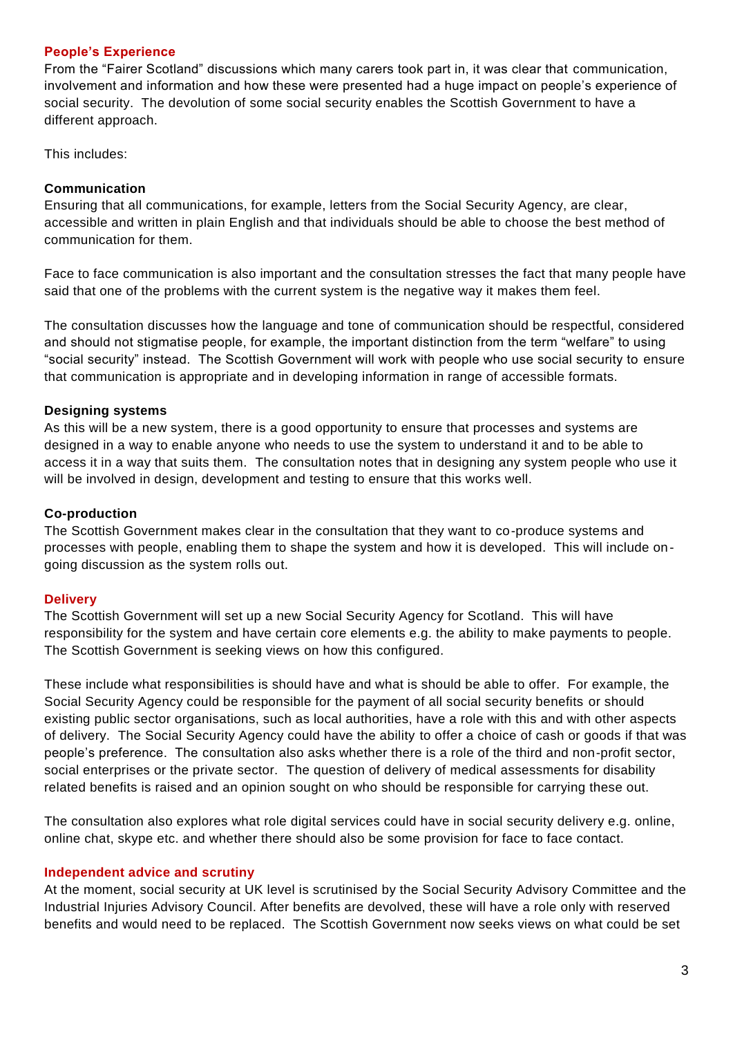## People's Experience

From the "Fairer Scotland" discussions which many carers took part in, it was clear that communication, involvement and information and how these were presented had a huge impact on people's experience of social security. The devolution of some social security enables the Scottish Government to have a different approach.

This includes:

### Communication

Ensuring that all communications, for example, letters from the Social Security Agency, are clear, accessible and written in plain English and that individuals should be able to choose the best method of communication for them.

Face to face communication is also important and the consultation stresses the fact that many people have said that one of the problems with the current system is the negative way it makes them feel.

The consultation discusses how the language and tone of communication should be respectful, considered and should not stigmatise people, for example, the important distinction from the term "welfare" to using "social security" instead. The Scottish Government will work with people who use social security to ensure that communication is appropriate and in developing information in range of accessible formats.

### Designing systems

As this will be a new system, there is a good opportunity to ensure that processes and systems are designed in a way to enable anyone who needs to use the system to understand it and to be able to access it in a way that suits them. The consultation notes that in designing any system people who use it will be involved in design, development and testing to ensure that this works well.

### Co-production

The Scottish Government makes clear in the consultation that they want to co-produce systems and processes with people, enabling them to shape the system and how it is developed. This will include on-going discussion as the system rolls out.

## Delivery

The Scottish Government will set up a new Social Security Agency for Scotland. This will have responsibility for the system and have certain core elements e.g. the ability to make payments to people. The Scottish Government is seeking views on how this configured.

These include what responsibilities is should have and what is should be able to offer. For example, the Social Security Agency could be responsible for the payment of all social security benefits or should existing public sector organisations, such as local authorities, have a role with this and with other aspects of delivery. The Social Security Agency could have the ability to offer a choice of cash or goods if that was people's preference. The consultation also asks whether there is a role of the third and non-profit sector, social enterprises or the private sector. The question of delivery of medical assessments for disability related benefits is raised and an opinion sought on who should be responsible for carrying these out.

The consultation also explores what role digital services could have in social security delivery e.g. online, online chat, skype etc. and whether there should also be some provision for face to face contact.

## Independent advice and scrutiny

At the moment, social security at UK level is scrutinised by the Social Security Advisory Committee and the Industrial Injuries Advisory Council. After benefits are devolved, these will have a role only with reserved benefits and would need to be replaced. The Scottish Government now seeks views on what could be set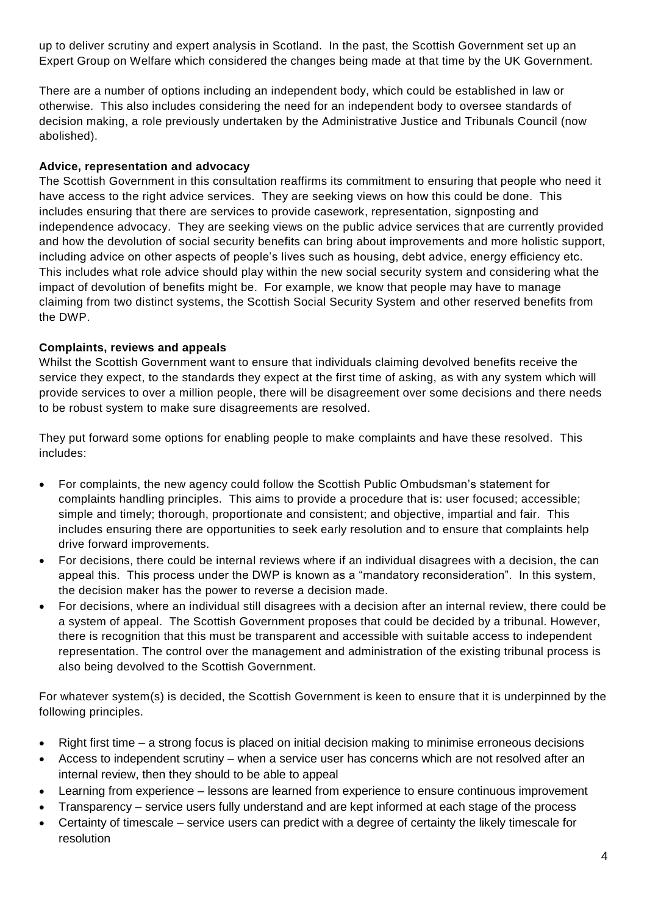up to deliver scrutiny and expert analysis in Scotland. In the past, the Scottish Government set up an Expert Group on Welfare which considered the changes being made at that time by the UK Government.

There are a number of options including an independent body, which could be established in law or otherwise. This also includes considering the need for an independent body to oversee standards of decision making, a role previously undertaken by the Administrative Justice and Tribunals Council (now abolished).

**Advice, representation and advocacy**

The Scottish Government in this consultation reaffirms its commitment to ensuring that people who need it have access to the right advice services. They are seeking views on how this could be done. This includes ensuring that there are services to provide casework, representation, signposting and independence advocacy. They are seeking views on the public advice services that are currently provided and how the devolution of social security benefits can bring about improvements and more holistic support, including advice on other aspects of people's lives such as housing, debt advice, energy efficiency etc. This includes what role advice should play within the new social security system and considering what the impact of devolution of benefits might be. For example, we know that people may have to manage claiming from two distinct systems, the Scottish Social Security System and other reserved benefits from the DWP.

**Complaints, reviews and appeals**

Whilst the Scottish Government want to ensure that individuals claiming devolved benefits receive the service they expect, to the standards they expect at the first time of asking, as with any system which will provide services to over a million people, there will be disagreement over some decisions and there needs to be robust system to make sure disagreements are resolved.

They put forward some options for enabling people to make complaints and have these resolved. This includes:

- For complaints, the new agency could follow the Scottish Public Ombudsman's statement for complaints handling principles. This aims to provide a procedure that is: user focused; accessible; simple and timely; thorough, proportionate and consistent; and objective, impartial and fair. This includes ensuring there are opportunities to seek early resolution and to ensure that complaints help drive forward improvements.
- For decisions, there could be internal reviews where if an individual disagrees with a decision, the can appeal this. This process under the DWP is known as a "mandatory reconsideration". In this system, the decision maker has the power to reverse a decision made.
- For decisions, where an individual still disagrees with a decision after an internal review, there could be a system of appeal. The Scottish Government proposes that could be decided by a tribunal. However, there is recognition that this must be transparent and accessible with suitable access to independent representation. The control over the management and administration of the existing tribunal process is also being devolved to the Scottish Government.

For whatever system(s) is decided, the Scottish Government is keen to ensure that it is underpinned by the following principles.

- Right first time – a strong focus is placed on initial decision making to minimise erroneous decisions
- Access to independent scrutiny – when a service user has concerns which are not resolved after an internal review, then they should to be able to appeal
- Learning from experience – lessons are learned from experience to ensure continuous improvement
- Transparency – service users fully understand and are kept informed at each stage of the process
- Certainty of timescale – service users can predict with a degree of certainty the likely timescale for resolution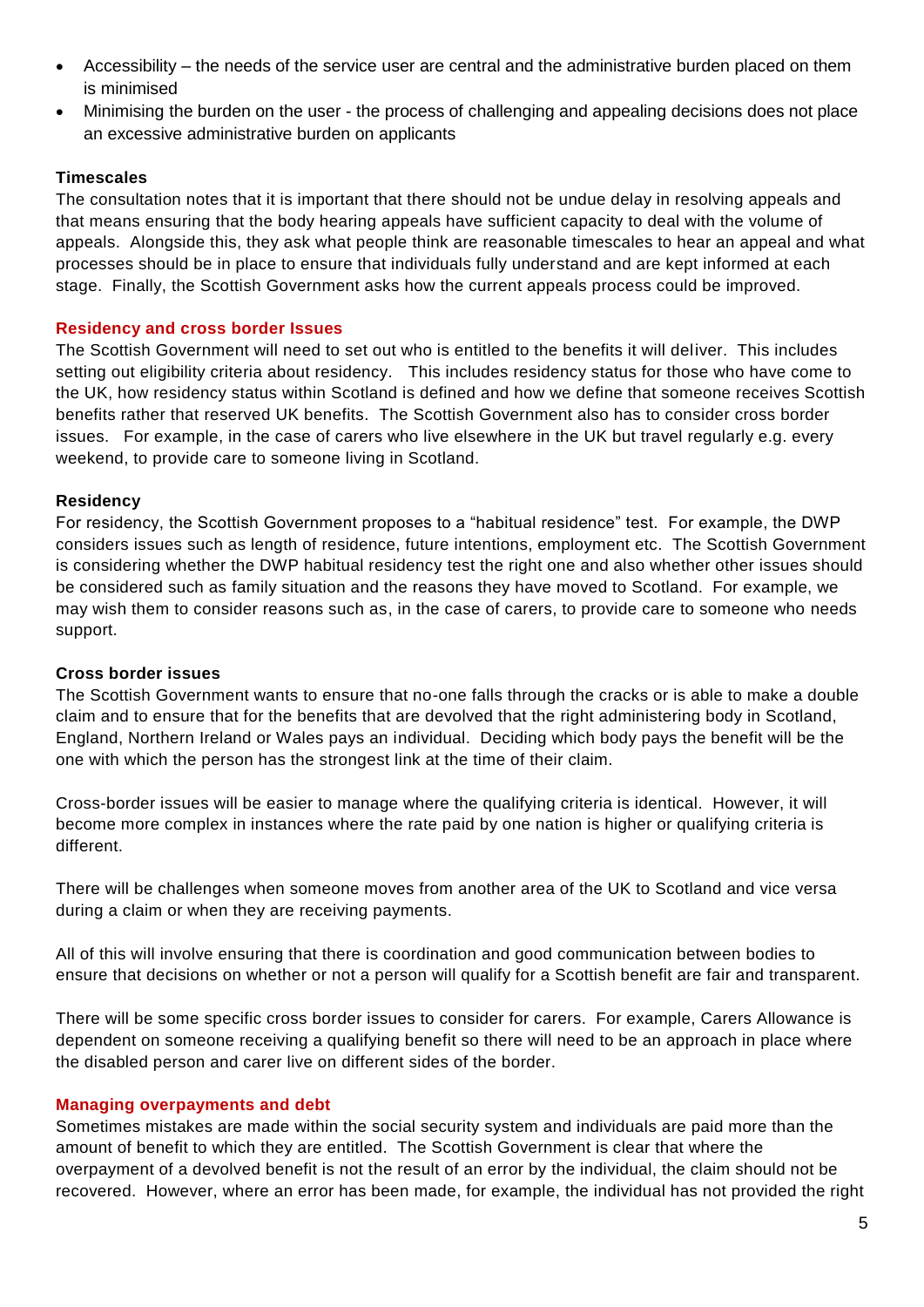- Accessibility – the needs of the service user are central and the administrative burden placed on them is minimised
- Minimising the burden on the user - the process of challenging and appealing decisions does not place an excessive administrative burden on applicants

**Timescales**

The consultation notes that it is important that there should not be undue delay in resolving appeals and that means ensuring that the body hearing appeals have sufficient capacity to deal with the volume of appeals. Alongside this, they ask what people think are reasonable timescales to hear an appeal and what processes should be in place to ensure that individuals fully understand and are kept informed at each stage. Finally, the Scottish Government asks how the current appeals process could be improved.

## Residency and cross border Issues

The Scottish Government will need to set out who is entitled to the benefits it will deliver. This includes setting out eligibility criteria about residency. This includes residency status for those who have come to the UK, how residency status within Scotland is defined and how we define that someone receives Scottish benefits rather that reserved UK benefits. The Scottish Government also has to consider cross border issues. For example, in the case of carers who live elsewhere in the UK but travel regularly e.g. every weekend, to provide care to someone living in Scotland.

**Residency**

For residency, the Scottish Government proposes to a "habitual residence" test. For example, the DWP considers issues such as length of residence, future intentions, employment etc. The Scottish Government is considering whether the DWP habitual residency test the right one and also whether other issues should be considered such as family situation and the reasons they have moved to Scotland. For example, we may wish them to consider reasons such as, in the case of carers, to provide care to someone who needs support.

**Cross border issues**

The Scottish Government wants to ensure that no-one falls through the cracks or is able to make a double claim and to ensure that for the benefits that are devolved that the right administering body in Scotland, England, Northern Ireland or Wales pays an individual. Deciding which body pays the benefit will be the one with which the person has the strongest link at the time of their claim.

Cross-border issues will be easier to manage where the qualifying criteria is identical. However, it will become more complex in instances where the rate paid by one nation is higher or qualifying criteria is different.

There will be challenges when someone moves from another area of the UK to Scotland and vice versa during a claim or when they are receiving payments.

All of this will involve ensuring that there is coordination and good communication between bodies to ensure that decisions on whether or not a person will qualify for a Scottish benefit are fair and transparent.

There will be some specific cross border issues to consider for carers. For example, Carers Allowance is dependent on someone receiving a qualifying benefit so there will need to be an approach in place where the disabled person and carer live on different sides of the border.

## Managing overpayments and debt

Sometimes mistakes are made within the social security system and individuals are paid more than the amount of benefit to which they are entitled. The Scottish Government is clear that where the overpayment of a devolved benefit is not the result of an error by the individual, the claim should not be recovered. However, where an error has been made, for example, the individual has not provided the right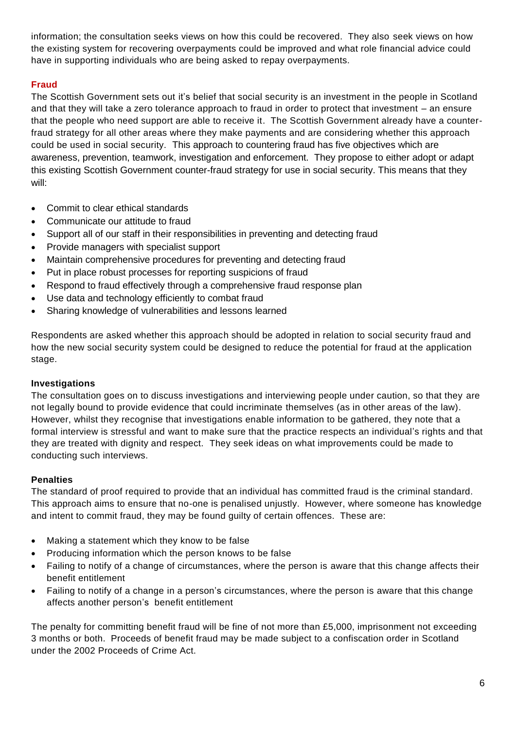information; the consultation seeks views on how this could be recovered. They also seek views on how the existing system for recovering overpayments could be improved and what role financial advice could have in supporting individuals who are being asked to repay overpayments.

### Fraud

The Scottish Government sets out it's belief that social security is an investment in the people in Scotland and that they will take a zero tolerance approach to fraud in order to protect that investment – an ensure that the people who need support are able to receive it. The Scottish Government already have a counter-fraud strategy for all other areas where they make payments and are considering whether this approach could be used in social security. This approach to countering fraud has five objectives which are awareness, prevention, teamwork, investigation and enforcement. They propose to either adopt or adapt this existing Scottish Government counter-fraud strategy for use in social security. This means that they will:

- Commit to clear ethical standards
- Communicate our attitude to fraud
- Support all of our staff in their responsibilities in preventing and detecting fraud
- Provide managers with specialist support
- Maintain comprehensive procedures for preventing and detecting fraud
- Put in place robust processes for reporting suspicions of fraud
- Respond to fraud effectively through a comprehensive fraud response plan
- Use data and technology efficiently to combat fraud
- Sharing knowledge of vulnerabilities and lessons learned

Respondents are asked whether this approach should be adopted in relation to social security fraud and how the new social security system could be designed to reduce the potential for fraud at the application stage.

### Investigations

The consultation goes on to discuss investigations and interviewing people under caution, so that they are not legally bound to provide evidence that could incriminate themselves (as in other areas of the law). However, whilst they recognise that investigations enable information to be gathered, they note that a formal interview is stressful and want to make sure that the practice respects an individual's rights and that they are treated with dignity and respect. They seek ideas on what improvements could be made to conducting such interviews.

### Penalties

The standard of proof required to provide that an individual has committed fraud is the criminal standard. This approach aims to ensure that no-one is penalised unjustly. However, where someone has knowledge and intent to commit fraud, they may be found guilty of certain offences. These are:

- Making a statement which they know to be false
- Producing information which the person knows to be false
- Failing to notify of a change of circumstances, where the person is aware that this change affects their benefit entitlement
- Failing to notify of a change in a person's circumstances, where the person is aware that this change affects another person's benefit entitlement

The penalty for committing benefit fraud will be fine of not more than £5,000, imprisonment not exceeding 3 months or both. Proceeds of benefit fraud may be made subject to a confiscation order in Scotland under the 2002 Proceeds of Crime Act.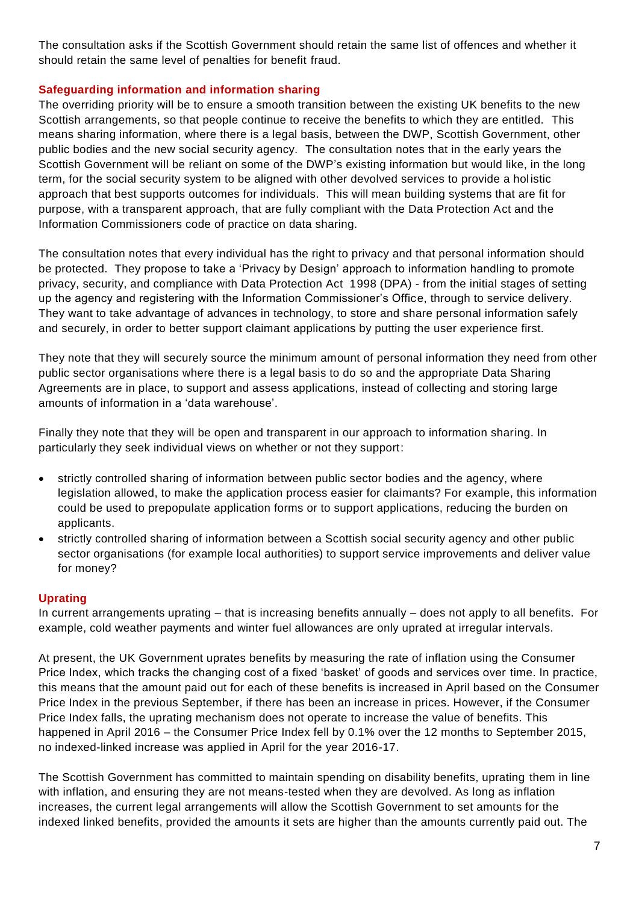The consultation asks if the Scottish Government should retain the same list of offences and whether it should retain the same level of penalties for benefit fraud.

## Safeguarding information and information sharing

The overriding priority will be to ensure a smooth transition between the existing UK benefits to the new Scottish arrangements, so that people continue to receive the benefits to which they are entitled. This means sharing information, where there is a legal basis, between the DWP, Scottish Government, other public bodies and the new social security agency. The consultation notes that in the early years the Scottish Government will be reliant on some of the DWP's existing information but would like, in the long term, for the social security system to be aligned with other devolved services to provide a holistic approach that best supports outcomes for individuals. This will mean building systems that are fit for purpose, with a transparent approach, that are fully compliant with the Data Protection Act and the Information Commissioners code of practice on data sharing.

The consultation notes that every individual has the right to privacy and that personal information should be protected. They propose to take a 'Privacy by Design' approach to information handling to promote privacy, security, and compliance with Data Protection Act 1998 (DPA) - from the initial stages of setting up the agency and registering with the Information Commissioner's Office, through to service delivery. They want to take advantage of advances in technology, to store and share personal information safely and securely, in order to better support claimant applications by putting the user experience first.

They note that they will securely source the minimum amount of personal information they need from other public sector organisations where there is a legal basis to do so and the appropriate Data Sharing Agreements are in place, to support and assess applications, instead of collecting and storing large amounts of information in a 'data warehouse'.

Finally they note that they will be open and transparent in our approach to information sharing. In particularly they seek individual views on whether or not they support:

- strictly controlled sharing of information between public sector bodies and the agency, where legislation allowed, to make the application process easier for claimants? For example, this information could be used to prepopulate application forms or to support applications, reducing the burden on applicants.
- strictly controlled sharing of information between a Scottish social security agency and other public sector organisations (for example local authorities) to support service improvements and deliver value for money?

## Uprating

In current arrangements uprating – that is increasing benefits annually – does not apply to all benefits. For example, cold weather payments and winter fuel allowances are only uprated at irregular intervals.

At present, the UK Government uprates benefits by measuring the rate of inflation using the Consumer Price Index, which tracks the changing cost of a fixed 'basket' of goods and services over time. In practice, this means that the amount paid out for each of these benefits is increased in April based on the Consumer Price Index in the previous September, if there has been an increase in prices. However, if the Consumer Price Index falls, the uprating mechanism does not operate to increase the value of benefits. This happened in April 2016 – the Consumer Price Index fell by 0.1% over the 12 months to September 2015, no indexed-linked increase was applied in April for the year 2016-17.

The Scottish Government has committed to maintain spending on disability benefits, uprating them in line with inflation, and ensuring they are not means-tested when they are devolved. As long as inflation increases, the current legal arrangements will allow the Scottish Government to set amounts for the indexed linked benefits, provided the amounts it sets are higher than the amounts currently paid out. The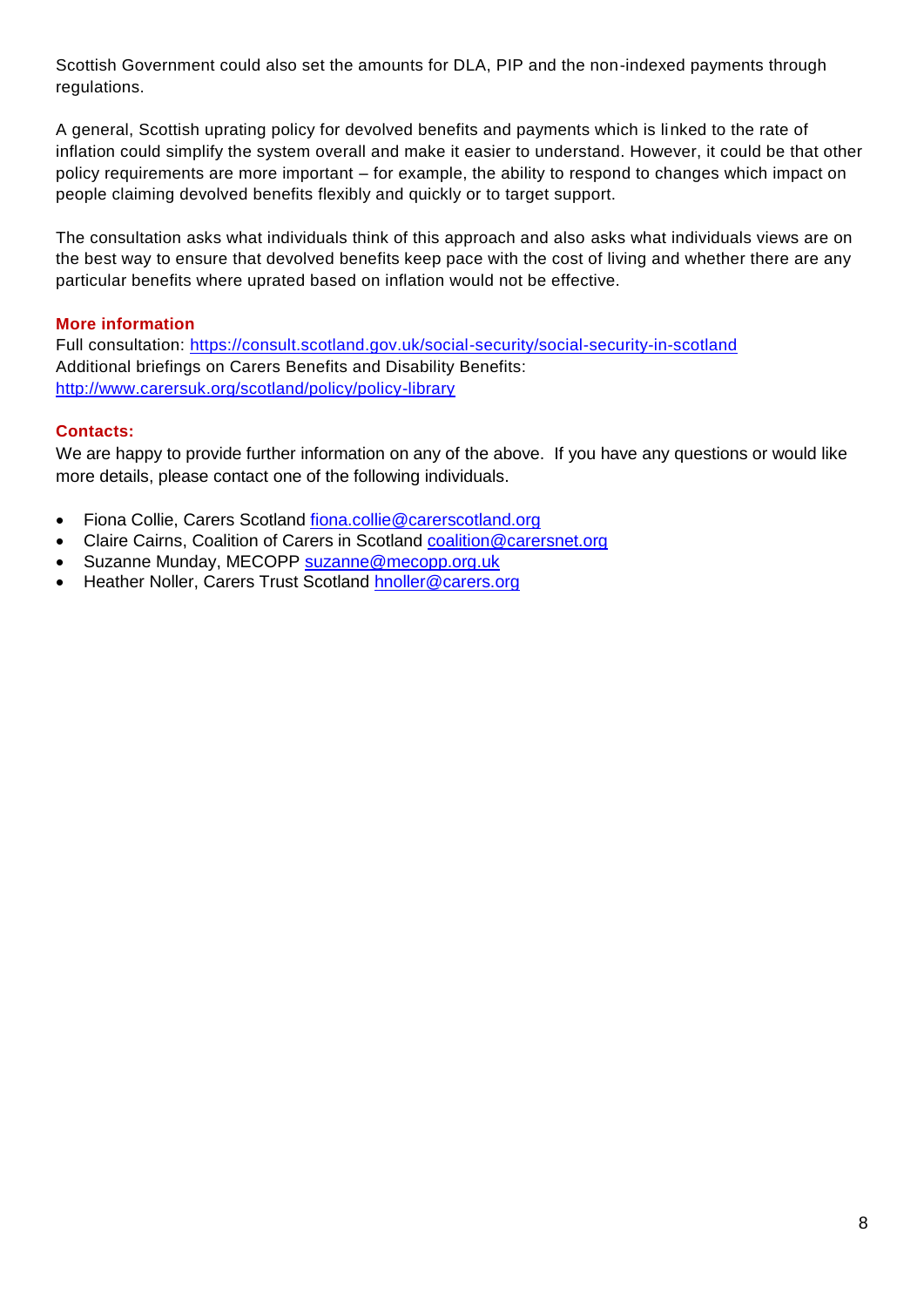Scottish Government could also set the amounts for DLA, PIP and the non-indexed payments through regulations.

A general, Scottish uprating policy for devolved benefits and payments which is linked to the rate of inflation could simplify the system overall and make it easier to understand. However, it could be that other policy requirements are more important – for example, the ability to respond to changes which impact on people claiming devolved benefits flexibly and quickly or to target support.

The consultation asks what individuals think of this approach and also asks what individuals views are on the best way to ensure that devolved benefits keep pace with the cost of living and whether there are any particular benefits where uprated based on inflation would not be effective.

**More information**

Full consultation: https://consult.scotland.gov.uk/social-security/social-security-in-scotland
Additional briefings on Carers Benefits and Disability Benefits:
http://www.carersuk.org/scotland/policy/policy-library

**Contacts:**

We are happy to provide further information on any of the above. If you have any questions or would like more details, please contact one of the following individuals.

- Fiona Collie, Carers Scotland fiona.collie@carerscotland.org
- Claire Cairns, Coalition of Carers in Scotland coalition@carersnet.org
- Suzanne Munday, MECOPP suzanne@mecopp.org.uk
- Heather Noller, Carers Trust Scotland hnoller@carers.org